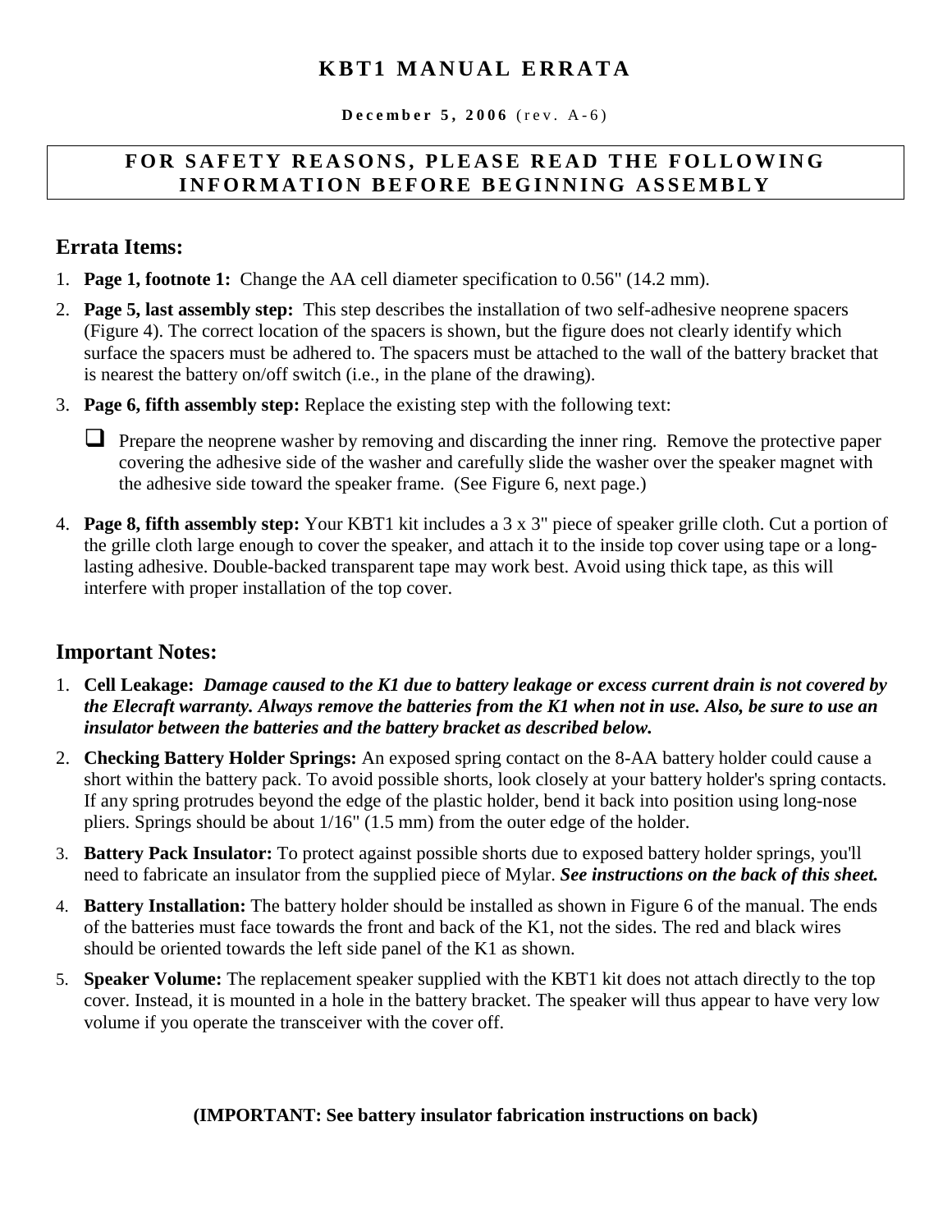# KBT1 MANUAL ERRATA

**December 5, 2006** (rev. A-6)

**FOR SAFETY REASONS, PLEASE READ THE FOLLOWING INFORMATION BEFORE BEGINNING ASSEMBLY**

## Errata Items:

1. **Page 1, footnote 1:** Change the AA cell diameter specification to 0.56" (14.2 mm).
2. **Page 5, last assembly step:** This step describes the installation of two self-adhesive neoprene spacers (Figure 4). The correct location of the spacers is shown, but the figure does not clearly identify which surface the spacers must be adhered to. The spacers must be attached to the wall of the battery bracket that is nearest the battery on/off switch (i.e., in the plane of the drawing).
3. **Page 6, fifth assembly step:** Replace the existing step with the following text:

   - [ ] Prepare the neoprene washer by removing and discarding the inner ring. Remove the protective paper covering the adhesive side of the washer and carefully slide the washer over the speaker magnet with the adhesive side toward the speaker frame. (See Figure 6, next page.)

4. **Page 8, fifth assembly step:** Your KBT1 kit includes a 3 x 3" piece of speaker grille cloth. Cut a portion of the grille cloth large enough to cover the speaker, and attach it to the inside top cover using tape or a long-lasting adhesive. Double-backed transparent tape may work best. Avoid using thick tape, as this will interfere with proper installation of the top cover.

## Important Notes:

1. **Cell Leakage:** ***Damage caused to the K1 due to battery leakage or excess current drain is not covered by the Elecraft warranty. Always remove the batteries from the K1 when not in use. Also, be sure to use an insulator between the batteries and the battery bracket as described below.***
2. **Checking Battery Holder Springs:** An exposed spring contact on the 8-AA battery holder could cause a short within the battery pack. To avoid possible shorts, look closely at your battery holder's spring contacts. If any spring protrudes beyond the edge of the plastic holder, bend it back into position using long-nose pliers. Springs should be about 1/16" (1.5 mm) from the outer edge of the holder.
3. **Battery Pack Insulator:** To protect against possible shorts due to exposed battery holder springs, you'll need to fabricate an insulator from the supplied piece of Mylar. ***See instructions on the back of this sheet.***
4. **Battery Installation:** The battery holder should be installed as shown in Figure 6 of the manual. The ends of the batteries must face towards the front and back of the K1, not the sides. The red and black wires should be oriented towards the left side panel of the K1 as shown.
5. **Speaker Volume:** The replacement speaker supplied with the KBT1 kit does not attach directly to the top cover. Instead, it is mounted in a hole in the battery bracket. The speaker will thus appear to have very low volume if you operate the transceiver with the cover off.

**(IMPORTANT: See battery insulator fabrication instructions on back)**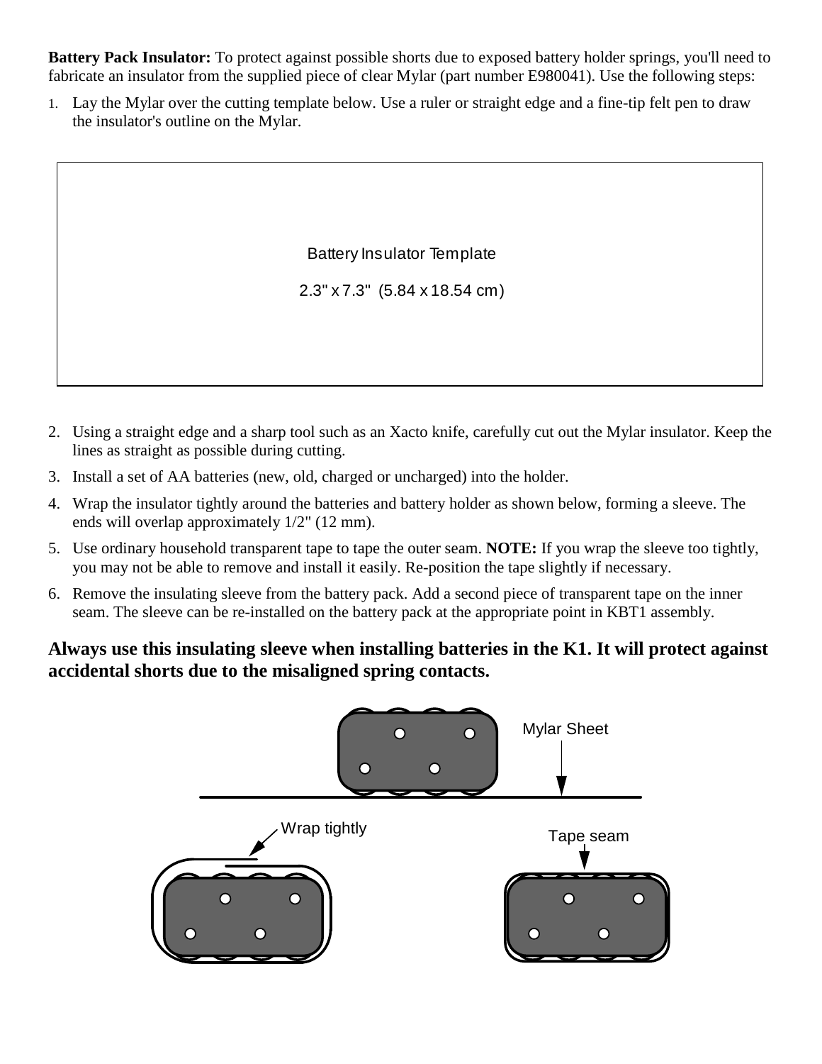**Battery Pack Insulator:** To protect against possible shorts due to exposed battery holder springs, you'll need to fabricate an insulator from the supplied piece of clear Mylar (part number E980041). Use the following steps:

1. Lay the Mylar over the cutting template below. Use a ruler or straight edge and a fine-tip felt pen to draw the insulator's outline on the Mylar.

Battery Insulator Template

2.3" x 7.3" (5.84 x 18.54 cm)

2. Using a straight edge and a sharp tool such as an Xacto knife, carefully cut out the Mylar insulator. Keep the lines as straight as possible during cutting.
3. Install a set of AA batteries (new, old, charged or uncharged) into the holder.
4. Wrap the insulator tightly around the batteries and battery holder as shown below, forming a sleeve. The ends will overlap approximately 1/2" (12 mm).
5. Use ordinary household transparent tape to tape the outer seam. **NOTE:** If you wrap the sleeve too tightly, you may not be able to remove and install it easily. Re-position the tape slightly if necessary.
6. Remove the insulating sleeve from the battery pack. Add a second piece of transparent tape on the inner seam. The sleeve can be re-installed on the battery pack at the appropriate point in KBT1 assembly.

**Always use this insulating sleeve when installing batteries in the K1. It will protect against accidental shorts due to the misaligned spring contacts.**

Mylar Sheet

Wrap tightly

Tape seam